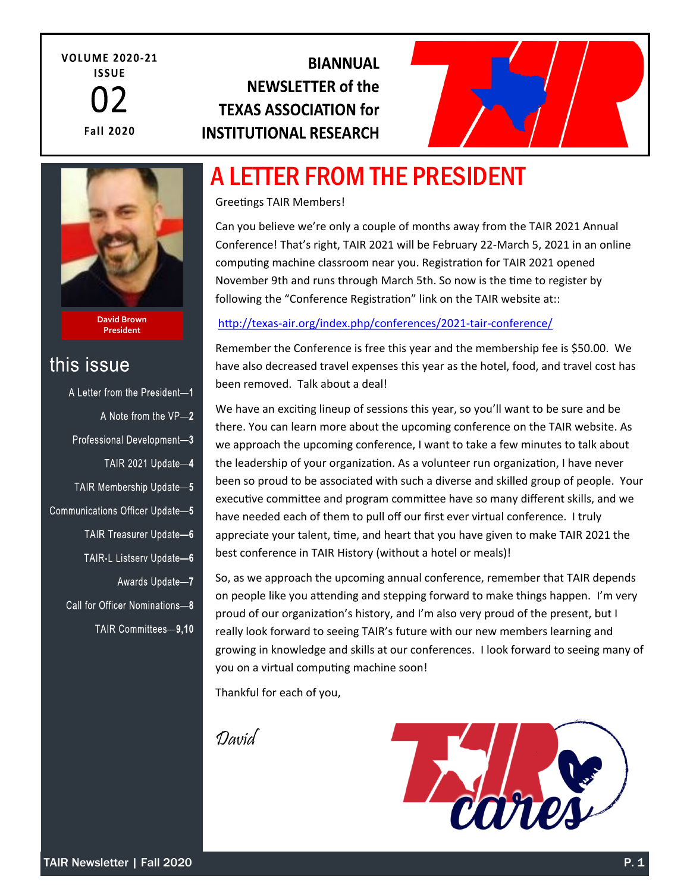VOLUME 2020-21
ISSUE
02
Fall 2020

**BIANNUAL NEWSLETTER of the TEXAS ASSOCIATION for INSTITUTIONAL RESEARCH**

**David Brown**
**President**

## this issue

- A Letter from the President—1
- A Note from the VP—2
- Professional Development—3
- TAIR 2021 Update—4
- TAIR Membership Update—5
- Communications Officer Update—5
- TAIR Treasurer Update—6
- TAIR-L Listserv Update—6
- Awards Update—7
- Call for Officer Nominations—8
- TAIR Committees—9,10

# A LETTER FROM THE PRESIDENT

Greetings TAIR Members!

Can you believe we're only a couple of months away from the TAIR 2021 Annual Conference! That's right, TAIR 2021 will be February 22-March 5, 2021 in an online computing machine classroom near you. Registration for TAIR 2021 opened November 9th and runs through March 5th. So now is the time to register by following the "Conference Registration" link on the TAIR website at::

http://texas-air.org/index.php/conferences/2021-tair-conference/

Remember the Conference is free this year and the membership fee is $50.00. We have also decreased travel expenses this year as the hotel, food, and travel cost has been removed. Talk about a deal!

We have an exciting lineup of sessions this year, so you'll want to be sure and be there. You can learn more about the upcoming conference on the TAIR website. As we approach the upcoming conference, I want to take a few minutes to talk about the leadership of your organization. As a volunteer run organization, I have never been so proud to be associated with such a diverse and skilled group of people. Your executive committee and program committee have so many different skills, and we have needed each of them to pull off our first ever virtual conference. I truly appreciate your talent, time, and heart that you have given to make TAIR 2021 the best conference in TAIR History (without a hotel or meals)!

So, as we approach the upcoming annual conference, remember that TAIR depends on people like you attending and stepping forward to make things happen. I'm very proud of our organization's history, and I'm also very proud of the present, but I really look forward to seeing TAIR's future with our new members learning and growing in knowledge and skills at our conferences. I look forward to seeing many of you on a virtual computing machine soon!

Thankful for each of you,

*David*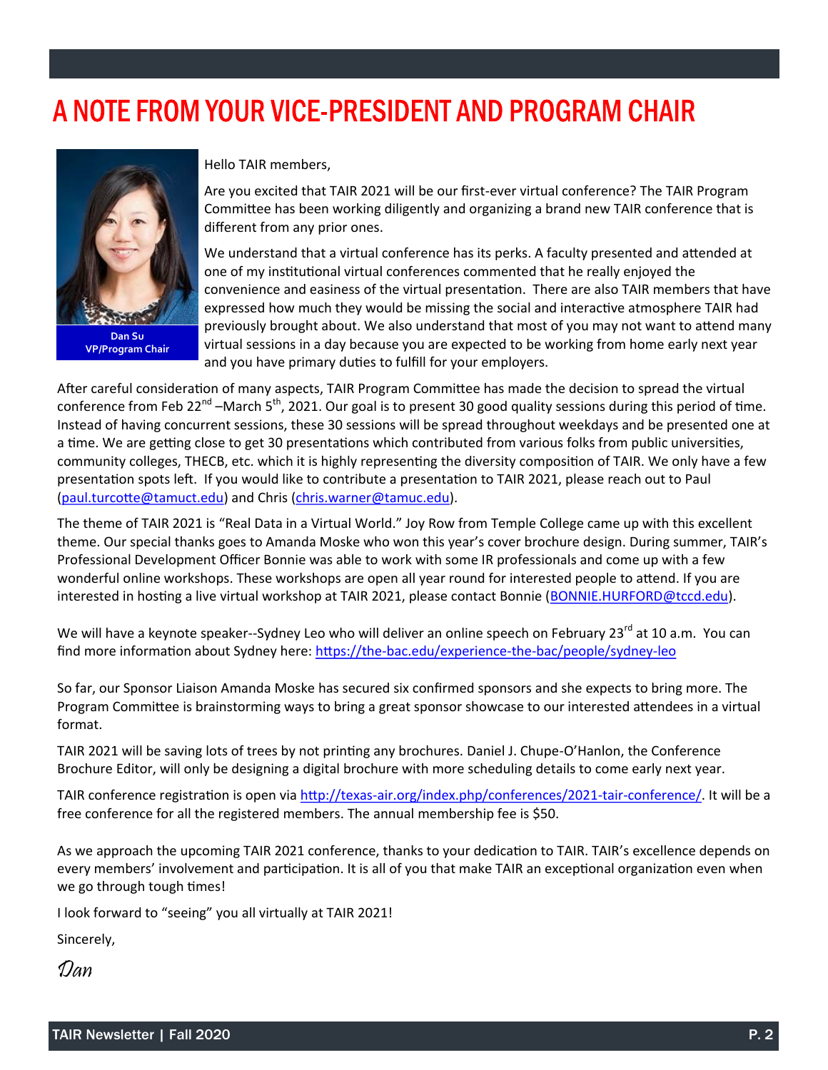# A NOTE FROM YOUR VICE-PRESIDENT AND PROGRAM CHAIR

**Dan Su**
**VP/Program Chair**

Hello TAIR members,

Are you excited that TAIR 2021 will be our first-ever virtual conference? The TAIR Program Committee has been working diligently and organizing a brand new TAIR conference that is different from any prior ones.

We understand that a virtual conference has its perks. A faculty presented and attended at one of my institutional virtual conferences commented that he really enjoyed the convenience and easiness of the virtual presentation. There are also TAIR members that have expressed how much they would be missing the social and interactive atmosphere TAIR had previously brought about. We also understand that most of you may not want to attend many virtual sessions in a day because you are expected to be working from home early next year and you have primary duties to fulfill for your employers.

After careful consideration of many aspects, TAIR Program Committee has made the decision to spread the virtual conference from Feb 22nd –March 5th, 2021. Our goal is to present 30 good quality sessions during this period of time. Instead of having concurrent sessions, these 30 sessions will be spread throughout weekdays and be presented one at a time. We are getting close to get 30 presentations which contributed from various folks from public universities, community colleges, THECB, etc. which it is highly representing the diversity composition of TAIR. We only have a few presentation spots left. If you would like to contribute a presentation to TAIR 2021, please reach out to Paul (paul.turcotte@tamuct.edu) and Chris (chris.warner@tamuc.edu).

The theme of TAIR 2021 is "Real Data in a Virtual World." Joy Row from Temple College came up with this excellent theme. Our special thanks goes to Amanda Moske who won this year's cover brochure design. During summer, TAIR's Professional Development Officer Bonnie was able to work with some IR professionals and come up with a few wonderful online workshops. These workshops are open all year round for interested people to attend. If you are interested in hosting a live virtual workshop at TAIR 2021, please contact Bonnie (BONNIE.HURFORD@tccd.edu).

We will have a keynote speaker--Sydney Leo who will deliver an online speech on February 23rd at 10 a.m. You can find more information about Sydney here: https://the-bac.edu/experience-the-bac/people/sydney-leo

So far, our Sponsor Liaison Amanda Moske has secured six confirmed sponsors and she expects to bring more. The Program Committee is brainstorming ways to bring a great sponsor showcase to our interested attendees in a virtual format.

TAIR 2021 will be saving lots of trees by not printing any brochures. Daniel J. Chupe-O'Hanlon, the Conference Brochure Editor, will only be designing a digital brochure with more scheduling details to come early next year.

TAIR conference registration is open via http://texas-air.org/index.php/conferences/2021-tair-conference/. It will be a free conference for all the registered members. The annual membership fee is $50.

As we approach the upcoming TAIR 2021 conference, thanks to your dedication to TAIR. TAIR's excellence depends on every members' involvement and participation. It is all of you that make TAIR an exceptional organization even when we go through tough times!

I look forward to "seeing" you all virtually at TAIR 2021!

Sincerely,

*Dan*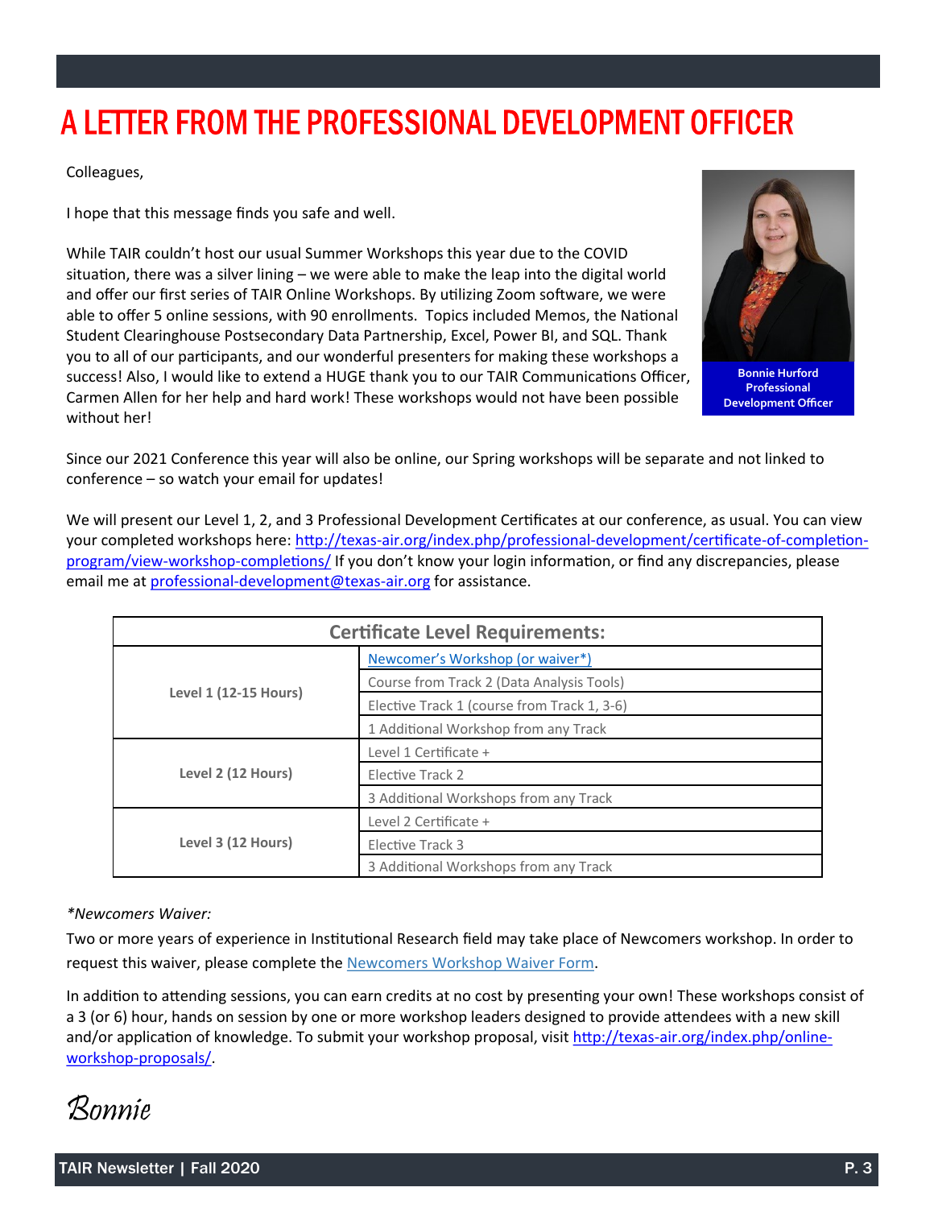# A LETTER FROM THE PROFESSIONAL DEVELOPMENT OFFICER

Colleagues,

I hope that this message finds you safe and well.

While TAIR couldn't host our usual Summer Workshops this year due to the COVID situation, there was a silver lining – we were able to make the leap into the digital world and offer our first series of TAIR Online Workshops. By utilizing Zoom software, we were able to offer 5 online sessions, with 90 enrollments. Topics included Memos, the National Student Clearinghouse Postsecondary Data Partnership, Excel, Power BI, and SQL. Thank you to all of our participants, and our wonderful presenters for making these workshops a success! Also, I would like to extend a HUGE thank you to our TAIR Communications Officer, Carmen Allen for her help and hard work! These workshops would not have been possible without her!

**Bonnie Hurford**
**Professional Development Officer**

Since our 2021 Conference this year will also be online, our Spring workshops will be separate and not linked to conference – so watch your email for updates!

We will present our Level 1, 2, and 3 Professional Development Certificates at our conference, as usual. You can view your completed workshops here: http://texas-air.org/index.php/professional-development/certificate-of-completion-program/view-workshop-completions/ If you don't know your login information, or find any discrepancies, please email me at professional-development@texas-air.org for assistance.

| Certificate Level Requirements: | |
|---|---|
| Level 1 (12-15 Hours) | Newcomer's Workshop (or waiver*) |
| | Course from Track 2 (Data Analysis Tools) |
| | Elective Track 1 (course from Track 1, 3-6) |
| | 1 Additional Workshop from any Track |
| Level 2 (12 Hours) | Level 1 Certificate + |
| | Elective Track 2 |
| | 3 Additional Workshops from any Track |
| Level 3 (12 Hours) | Level 2 Certificate + |
| | Elective Track 3 |
| | 3 Additional Workshops from any Track |

*\*Newcomers Waiver:*

Two or more years of experience in Institutional Research field may take place of Newcomers workshop. In order to request this waiver, please complete the Newcomers Workshop Waiver Form.

In addition to attending sessions, you can earn credits at no cost by presenting your own! These workshops consist of a 3 (or 6) hour, hands on session by one or more workshop leaders designed to provide attendees with a new skill and/or application of knowledge. To submit your workshop proposal, visit http://texas-air.org/index.php/online-workshop-proposals/.

*Bonnie*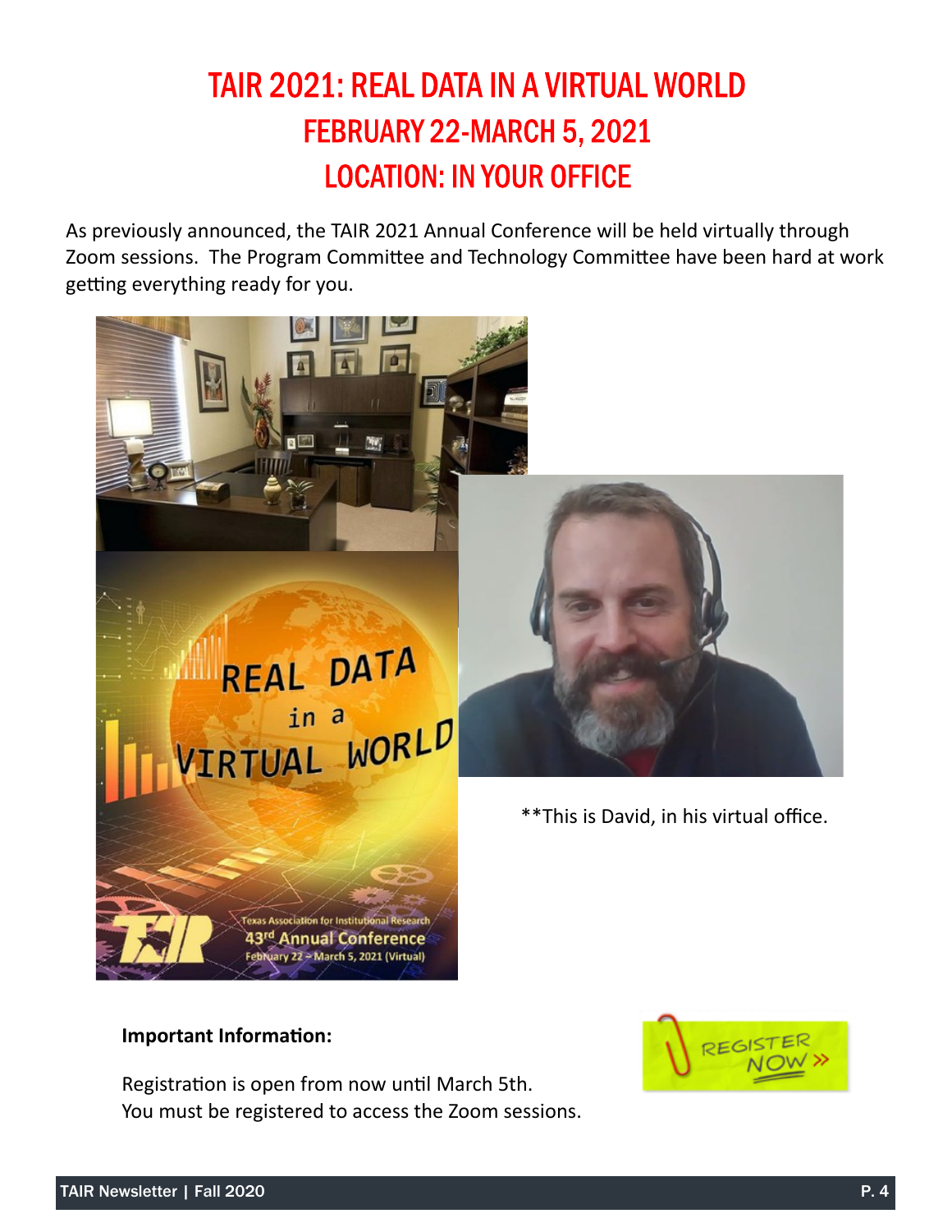# TAIR 2021: REAL DATA IN A VIRTUAL WORLD
## FEBRUARY 22-MARCH 5, 2021
## LOCATION: IN YOUR OFFICE

As previously announced, the TAIR 2021 Annual Conference will be held virtually through Zoom sessions. The Program Committee and Technology Committee have been hard at work getting everything ready for you.

**This is David, in his virtual office.

**Important Information:**

Registration is open from now until March 5th.
You must be registered to access the Zoom sessions.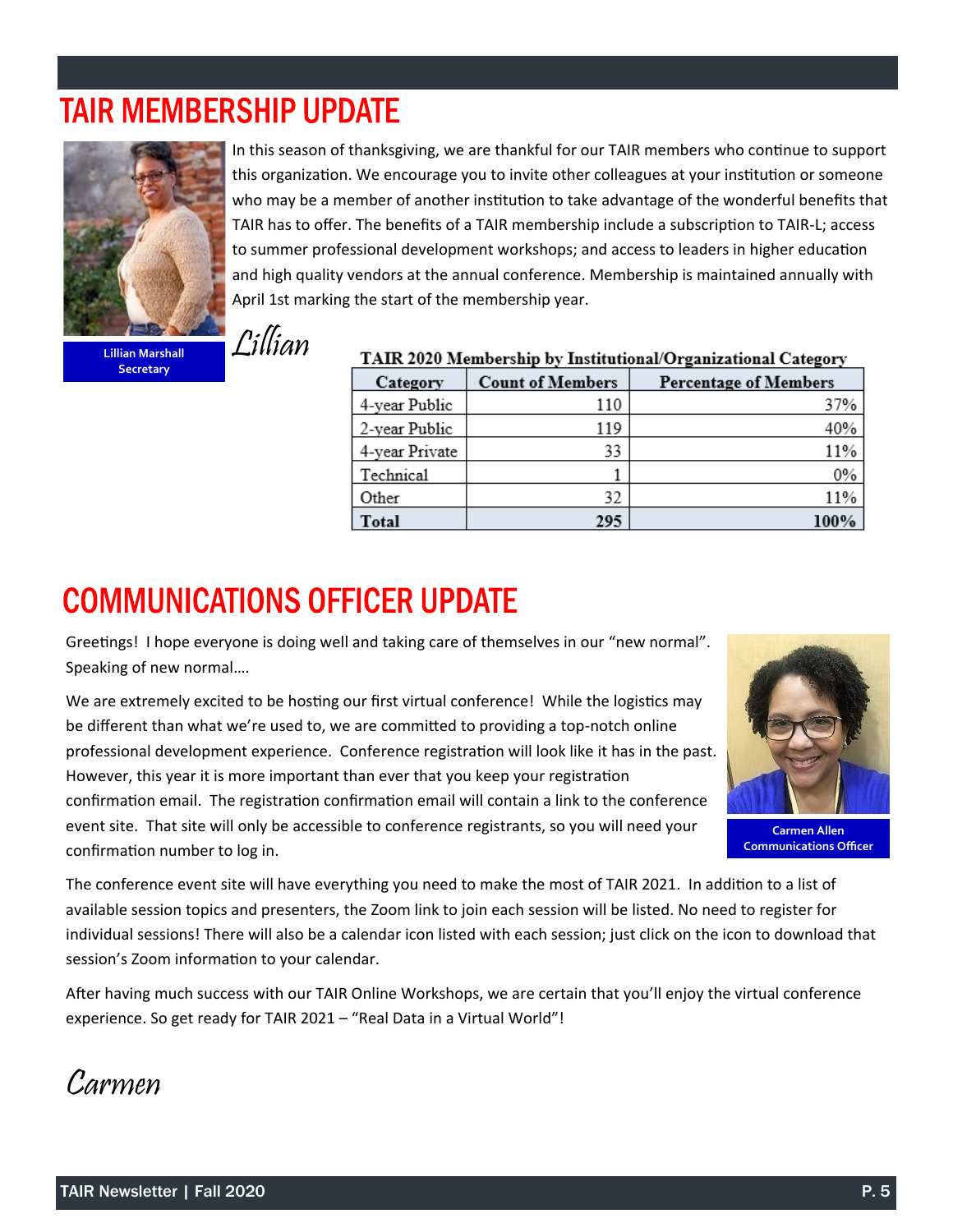# TAIR MEMBERSHIP UPDATE

Lillian Marshall
Secretary

In this season of thanksgiving, we are thankful for our TAIR members who continue to support this organization. We encourage you to invite other colleagues at your institution or someone who may be a member of another institution to take advantage of the wonderful benefits that TAIR has to offer. The benefits of a TAIR membership include a subscription to TAIR-L; access to summer professional development workshops; and access to leaders in higher education and high quality vendors at the annual conference. Membership is maintained annually with April 1st marking the start of the membership year.

*Lillian*

**TAIR 2020 Membership by Institutional/Organizational Category**

| Category | Count of Members | Percentage of Members |
|---|---|---|
| 4-year Public | 110 | 37% |
| 2-year Public | 119 | 40% |
| 4-year Private | 33 | 11% |
| Technical | 1 | 0% |
| Other | 32 | 11% |
| **Total** | **295** | **100%** |

# COMMUNICATIONS OFFICER UPDATE

Carmen Allen
Communications Officer

Greetings! I hope everyone is doing well and taking care of themselves in our "new normal". Speaking of new normal….

We are extremely excited to be hosting our first virtual conference! While the logistics may be different than what we're used to, we are committed to providing a top-notch online professional development experience. Conference registration will look like it has in the past. However, this year it is more important than ever that you keep your registration confirmation email. The registration confirmation email will contain a link to the conference event site. That site will only be accessible to conference registrants, so you will need your confirmation number to log in.

The conference event site will have everything you need to make the most of TAIR 2021. In addition to a list of available session topics and presenters, the Zoom link to join each session will be listed. No need to register for individual sessions! There will also be a calendar icon listed with each session; just click on the icon to download that session's Zoom information to your calendar.

After having much success with our TAIR Online Workshops, we are certain that you'll enjoy the virtual conference experience. So get ready for TAIR 2021 – "Real Data in a Virtual World"!

*Carmen*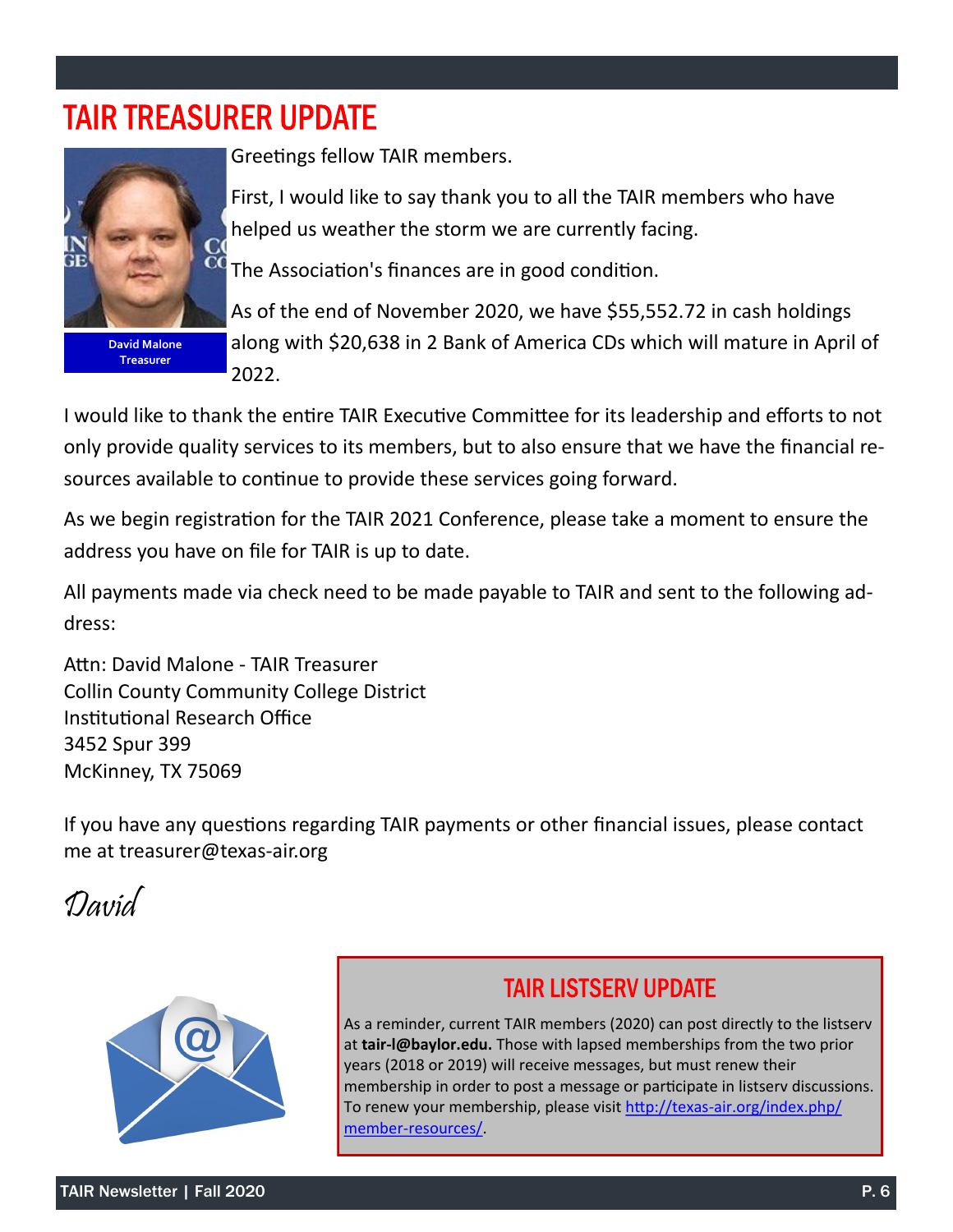# TAIR TREASURER UPDATE

David Malone
Treasurer

Greetings fellow TAIR members.

First, I would like to say thank you to all the TAIR members who have helped us weather the storm we are currently facing.

The Association's finances are in good condition.

As of the end of November 2020, we have $55,552.72 in cash holdings along with $20,638 in 2 Bank of America CDs which will mature in April of 2022.

I would like to thank the entire TAIR Executive Committee for its leadership and efforts to not only provide quality services to its members, but to also ensure that we have the financial resources available to continue to provide these services going forward.

As we begin registration for the TAIR 2021 Conference, please take a moment to ensure the address you have on file for TAIR is up to date.

All payments made via check need to be made payable to TAIR and sent to the following address:

Attn: David Malone - TAIR Treasurer
Collin County Community College District
Institutional Research Office
3452 Spur 399
McKinney, TX 75069

If you have any questions regarding TAIR payments or other financial issues, please contact me at treasurer@texas-air.org

*David*

## TAIR LISTSERV UPDATE

As a reminder, current TAIR members (2020) can post directly to the listserv at **tair-l@baylor.edu.** Those with lapsed memberships from the two prior years (2018 or 2019) will receive messages, but must renew their membership in order to post a message or participate in listserv discussions. To renew your membership, please visit [http://texas-air.org/index.php/member-resources/](http://texas-air.org/index.php/member-resources/).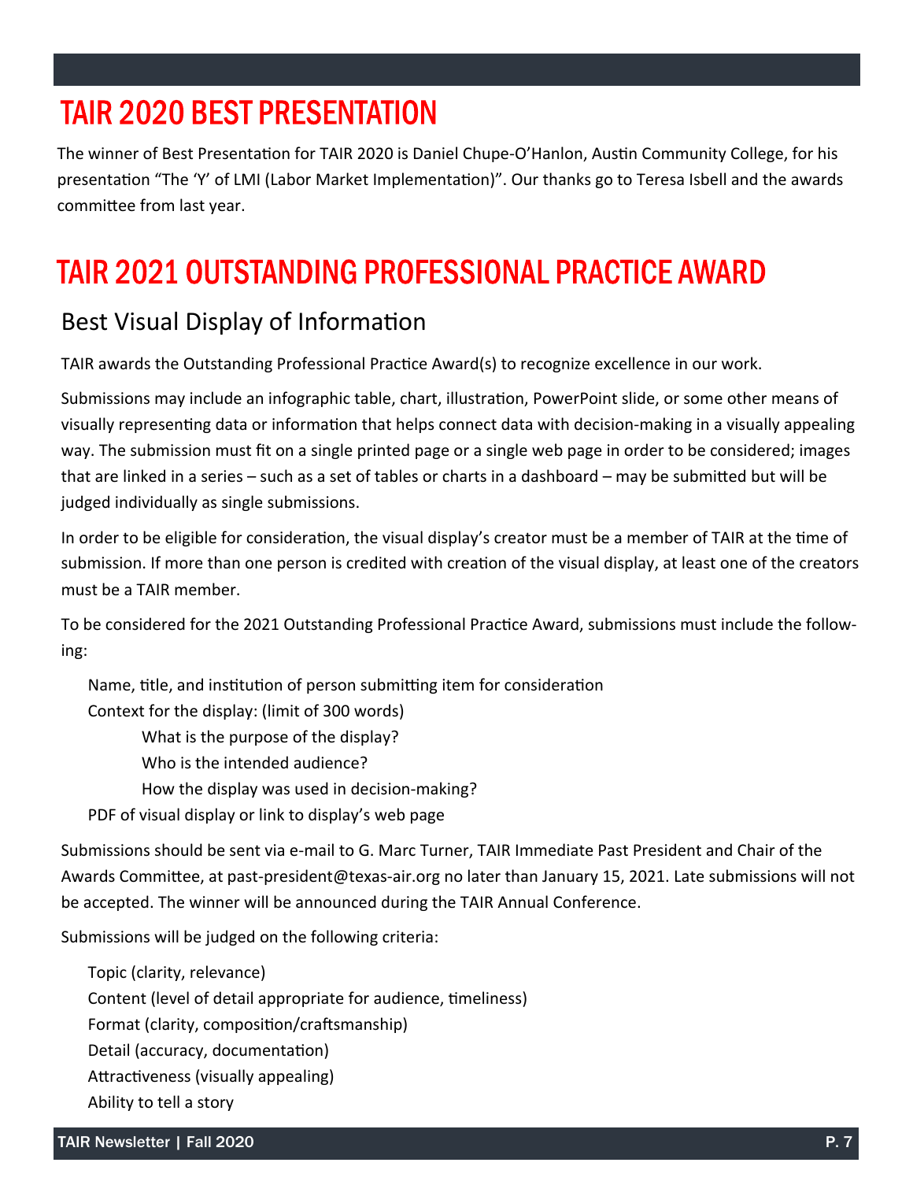# TAIR 2020 BEST PRESENTATION

The winner of Best Presentation for TAIR 2020 is Daniel Chupe-O'Hanlon, Austin Community College, for his presentation "The 'Y' of LMI (Labor Market Implementation)". Our thanks go to Teresa Isbell and the awards committee from last year.

# TAIR 2021 OUTSTANDING PROFESSIONAL PRACTICE AWARD

## Best Visual Display of Information

TAIR awards the Outstanding Professional Practice Award(s) to recognize excellence in our work.

Submissions may include an infographic table, chart, illustration, PowerPoint slide, or some other means of visually representing data or information that helps connect data with decision-making in a visually appealing way. The submission must fit on a single printed page or a single web page in order to be considered; images that are linked in a series – such as a set of tables or charts in a dashboard – may be submitted but will be judged individually as single submissions.

In order to be eligible for consideration, the visual display's creator must be a member of TAIR at the time of submission. If more than one person is credited with creation of the visual display, at least one of the creators must be a TAIR member.

To be considered for the 2021 Outstanding Professional Practice Award, submissions must include the following:

- Name, title, and institution of person submitting item for consideration
- Context for the display: (limit of 300 words)
  - What is the purpose of the display?
  - Who is the intended audience?
  - How the display was used in decision-making?
- PDF of visual display or link to display's web page

Submissions should be sent via e-mail to G. Marc Turner, TAIR Immediate Past President and Chair of the Awards Committee, at past-president@texas-air.org no later than January 15, 2021. Late submissions will not be accepted. The winner will be announced during the TAIR Annual Conference.

Submissions will be judged on the following criteria:

- Topic (clarity, relevance)
- Content (level of detail appropriate for audience, timeliness)
- Format (clarity, composition/craftsmanship)
- Detail (accuracy, documentation)
- Attractiveness (visually appealing)
- Ability to tell a story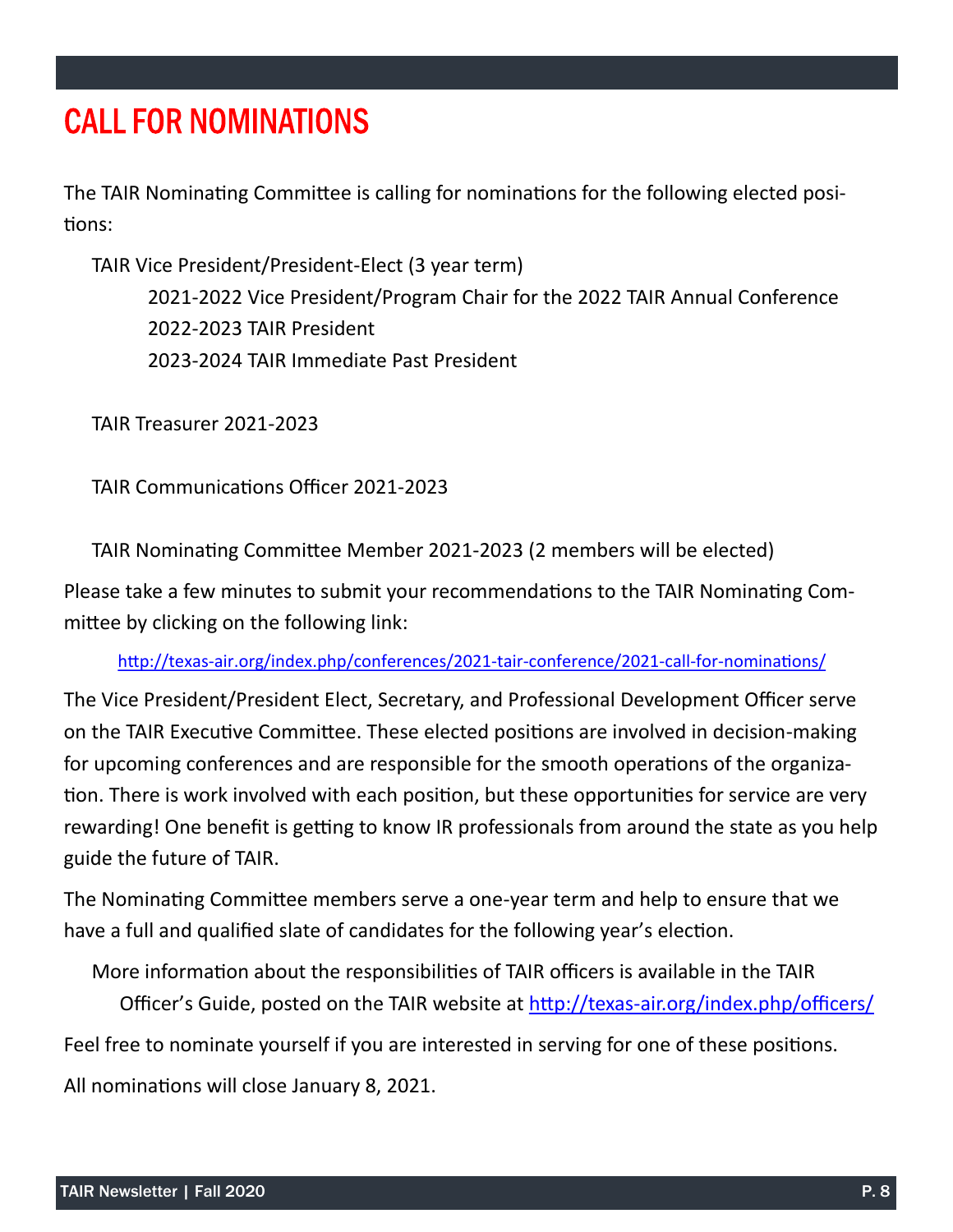# CALL FOR NOMINATIONS

The TAIR Nominating Committee is calling for nominations for the following elected positions:

TAIR Vice President/President-Elect (3 year term)

- 2021-2022 Vice President/Program Chair for the 2022 TAIR Annual Conference
- 2022-2023 TAIR President
- 2023-2024 TAIR Immediate Past President

TAIR Treasurer 2021-2023

TAIR Communications Officer 2021-2023

TAIR Nominating Committee Member 2021-2023 (2 members will be elected)

Please take a few minutes to submit your recommendations to the TAIR Nominating Committee by clicking on the following link:

http://texas-air.org/index.php/conferences/2021-tair-conference/2021-call-for-nominations/

The Vice President/President Elect, Secretary, and Professional Development Officer serve on the TAIR Executive Committee. These elected positions are involved in decision-making for upcoming conferences and are responsible for the smooth operations of the organization. There is work involved with each position, but these opportunities for service are very rewarding! One benefit is getting to know IR professionals from around the state as you help guide the future of TAIR.

The Nominating Committee members serve a one-year term and help to ensure that we have a full and qualified slate of candidates for the following year's election.

More information about the responsibilities of TAIR officers is available in the TAIR Officer's Guide, posted on the TAIR website at http://texas-air.org/index.php/officers/

Feel free to nominate yourself if you are interested in serving for one of these positions.

All nominations will close January 8, 2021.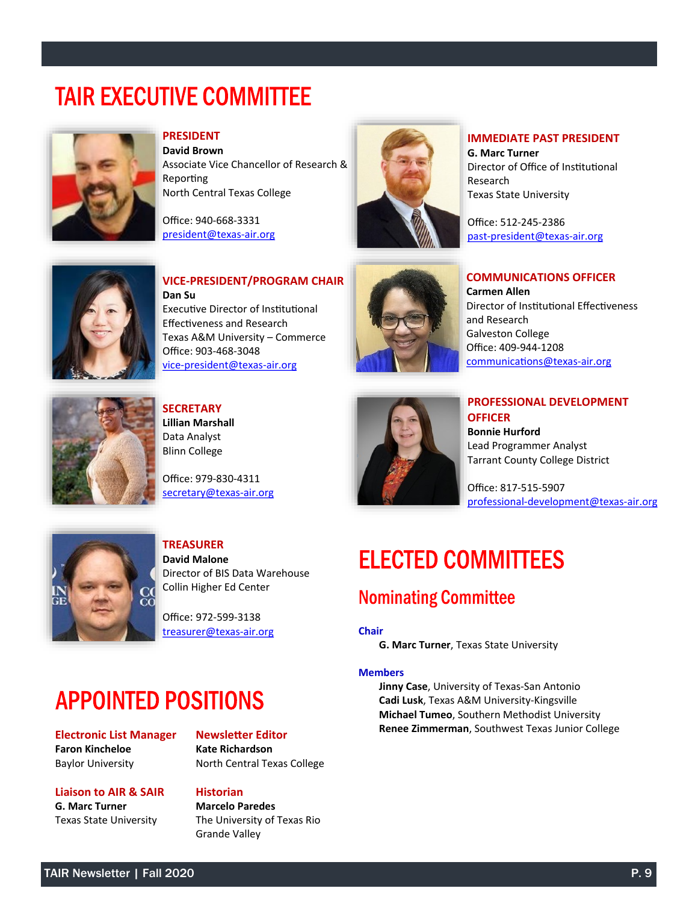# TAIR EXECUTIVE COMMITTEE

### PRESIDENT
**David Brown**
Associate Vice Chancellor of Research & Reporting
North Central Texas College

Office: 940-668-3331
president@texas-air.org

### IMMEDIATE PAST PRESIDENT
**G. Marc Turner**
Director of Office of Institutional Research
Texas State University

Office: 512-245-2386
past-president@texas-air.org

### VICE-PRESIDENT/PROGRAM CHAIR
**Dan Su**
Executive Director of Institutional Effectiveness and Research
Texas A&M University – Commerce
Office: 903-468-3048
vice-president@texas-air.org

### COMMUNICATIONS OFFICER
**Carmen Allen**
Director of Institutional Effectiveness and Research
Galveston College
Office: 409-944-1208
communications@texas-air.org

### SECRETARY
**Lillian Marshall**
Data Analyst
Blinn College

Office: 979-830-4311
secretary@texas-air.org

### PROFESSIONAL DEVELOPMENT OFFICER
**Bonnie Hurford**
Lead Programmer Analyst
Tarrant County College District

Office: 817-515-5907
professional-development@texas-air.org

### TREASURER
**David Malone**
Director of BIS Data Warehouse
Collin Higher Ed Center

Office: 972-599-3138
treasurer@texas-air.org

# APPOINTED POSITIONS

### Electronic List Manager
**Faron Kincheloe**
Baylor University

### Newsletter Editor
**Kate Richardson**
North Central Texas College

### Liaison to AIR & SAIR
**G. Marc Turner**
Texas State University

### Historian
**Marcelo Paredes**
The University of Texas Rio Grande Valley

# ELECTED COMMITTEES

## Nominating Committee

### Chair
**G. Marc Turner**, Texas State University

### Members
**Jinny Case**, University of Texas-San Antonio
**Cadi Lusk**, Texas A&M University-Kingsville
**Michael Tumeo**, Southern Methodist University
**Renee Zimmerman**, Southwest Texas Junior College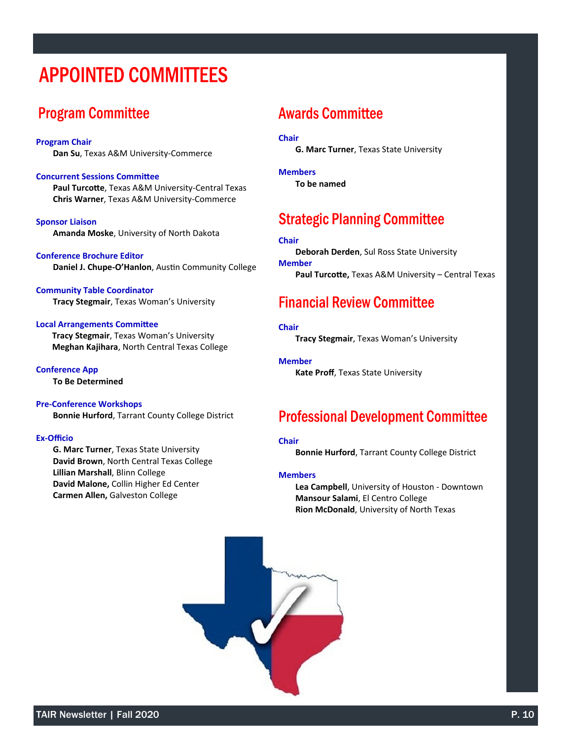# APPOINTED COMMITTEES

## Program Committee

**Program Chair**

**Dan Su**, Texas A&M University-Commerce

**Concurrent Sessions Committee**

**Paul Turcotte**, Texas A&M University-Central Texas
**Chris Warner**, Texas A&M University-Commerce

**Sponsor Liaison**

**Amanda Moske**, University of North Dakota

**Conference Brochure Editor**

**Daniel J. Chupe-O'Hanlon**, Austin Community College

**Community Table Coordinator**

**Tracy Stegmair**, Texas Woman's University

**Local Arrangements Committee**

**Tracy Stegmair**, Texas Woman's University
**Meghan Kajihara**, North Central Texas College

**Conference App**

**To Be Determined**

**Pre-Conference Workshops**

**Bonnie Hurford**, Tarrant County College District

**Ex-Officio**

**G. Marc Turner**, Texas State University
**David Brown**, North Central Texas College
**Lillian Marshall**, Blinn College
**David Malone,** Collin Higher Ed Center
**Carmen Allen,** Galveston College

## Awards Committee

**Chair**

**G. Marc Turner**, Texas State University

**Members**

**To be named**

## Strategic Planning Committee

**Chair**

**Deborah Derden**, Sul Ross State University

**Member**

**Paul Turcotte,** Texas A&M University – Central Texas

## Financial Review Committee

**Chair**

**Tracy Stegmair**, Texas Woman's University

**Member**

**Kate Proff**, Texas State University

## Professional Development Committee

**Chair**

**Bonnie Hurford**, Tarrant County College District

**Members**

**Lea Campbell**, University of Houston - Downtown
**Mansour Salami**, El Centro College
**Rion McDonald**, University of North Texas